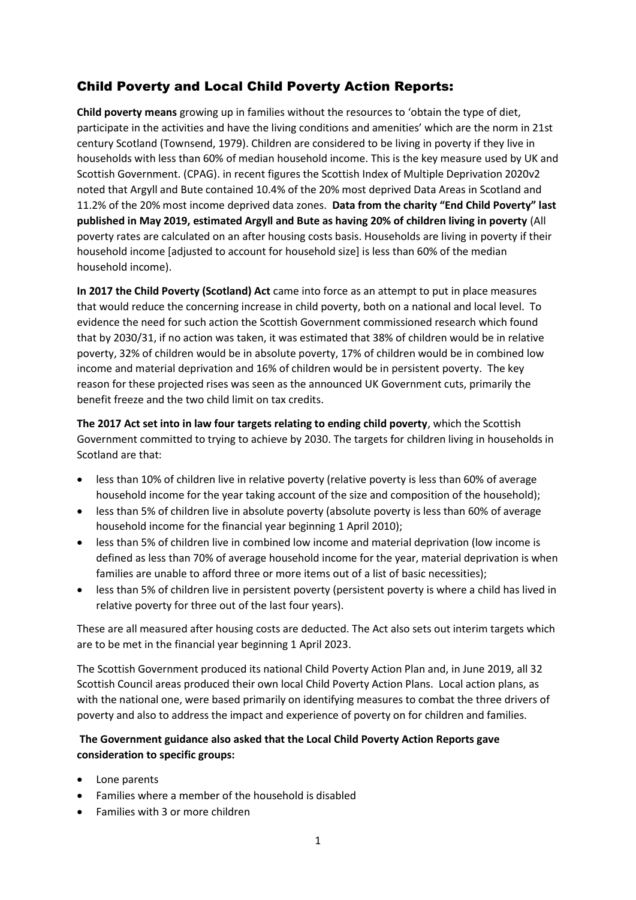## Child Poverty and Local Child Poverty Action Reports:

**Child poverty means** growing up in families without the resources to 'obtain the type of diet, participate in the activities and have the living conditions and amenities' which are the norm in 21st century Scotland (Townsend, 1979). Children are considered to be living in poverty if they live in households with less than 60% of median household income. This is the key measure used by UK and Scottish Government. (CPAG). in recent figures the Scottish Index of Multiple Deprivation 2020v2 noted that Argyll and Bute contained 10.4% of the 20% most deprived Data Areas in Scotland and 11.2% of the 20% most income deprived data zones. **Data from the charity "End Child Poverty" last published in May 2019, estimated Argyll and Bute as having 20% of children living in poverty** (All poverty rates are calculated on an after housing costs basis. Households are living in poverty if their household income [adjusted to account for household size] is less than 60% of the median household income).

**In 2017 the Child Poverty (Scotland) Act** came into force as an attempt to put in place measures that would reduce the concerning increase in child poverty, both on a national and local level. To evidence the need for such action the Scottish Government commissioned research which found that by 2030/31, if no action was taken, it was estimated that 38% of children would be in relative poverty, 32% of children would be in absolute poverty, 17% of children would be in combined low income and material deprivation and 16% of children would be in persistent poverty. The key reason for these projected rises was seen as the announced UK Government cuts, primarily the benefit freeze and the two child limit on tax credits.

**The 2017 Act set into in law four targets relating to ending child poverty**, which the Scottish Government committed to trying to achieve by 2030. The targets for children living in households in Scotland are that:

- less than 10% of children live in relative poverty (relative poverty is less than 60% of average household income for the year taking account of the size and composition of the household);
- less than 5% of children live in absolute poverty (absolute poverty is less than 60% of average household income for the financial year beginning 1 April 2010);
- less than 5% of children live in combined low income and material deprivation (low income is defined as less than 70% of average household income for the year, material deprivation is when families are unable to afford three or more items out of a list of basic necessities);
- less than 5% of children live in persistent poverty (persistent poverty is where a child has lived in relative poverty for three out of the last four years).

These are all measured after housing costs are deducted. The Act also sets out interim targets which are to be met in the financial year beginning 1 April 2023.

The Scottish Government produced its national Child Poverty Action Plan and, in June 2019, all 32 Scottish Council areas produced their own local Child Poverty Action Plans. Local action plans, as with the national one, were based primarily on identifying measures to combat the three drivers of poverty and also to address the impact and experience of poverty on for children and families.

**The Government guidance also asked that the Local Child Poverty Action Reports gave consideration to specific groups:**

- Lone parents
- Families where a member of the household is disabled
- Families with 3 or more children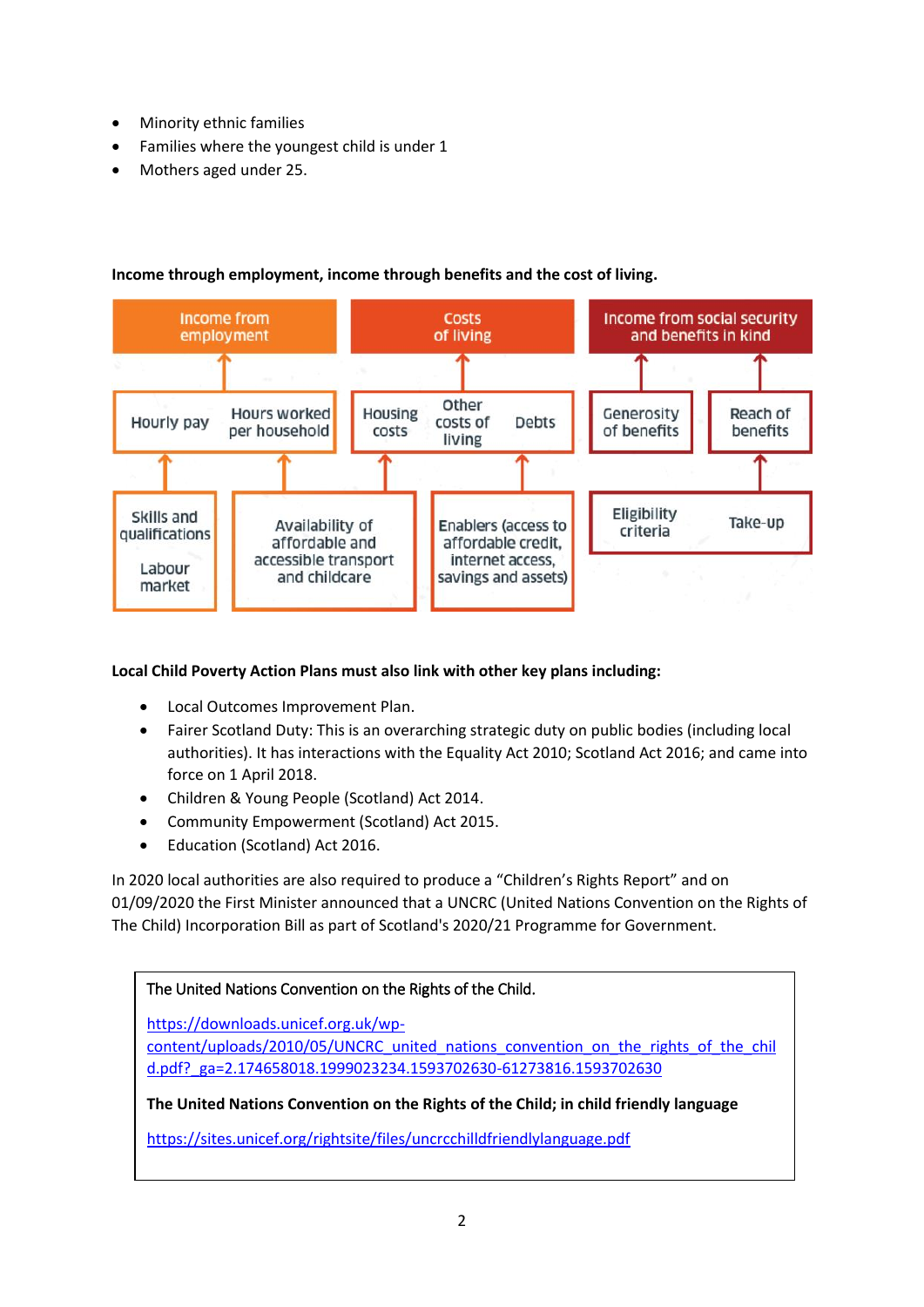- Minority ethnic families
- Families where the youngest child is under 1
- Mothers aged under 25.

**Income through employment, income through benefits and the cost of living.**

Income from employment

Costs of living

Income from social security and benefits in kind

Hourly pay

Hours worked per household

Housing costs

Other costs of living

Debts

Generosity of benefits

Reach of benefits

Skills and qualifications

Labour market

Availability of affordable and accessible transport and childcare

Enablers (access to affordable credit, internet access, savings and assets)

Eligibility criteria

Take-up

**Local Child Poverty Action Plans must also link with other key plans including:**

- Local Outcomes Improvement Plan.
- Fairer Scotland Duty: This is an overarching strategic duty on public bodies (including local authorities). It has interactions with the Equality Act 2010; Scotland Act 2016; and came into force on 1 April 2018.
- Children & Young People (Scotland) Act 2014.
- Community Empowerment (Scotland) Act 2015.
- Education (Scotland) Act 2016.

In 2020 local authorities are also required to produce a "Children's Rights Report" and on 01/09/2020 the First Minister announced that a UNCRC (United Nations Convention on the Rights of The Child) Incorporation Bill as part of Scotland's 2020/21 Programme for Government.

The United Nations Convention on the Rights of the Child.

https://downloads.unicef.org.uk/wp-content/uploads/2010/05/UNCRC_united_nations_convention_on_the_rights_of_the_child.pdf?_ga=2.174658018.1999023234.1593702630-61273816.1593702630

**The United Nations Convention on the Rights of the Child; in child friendly language**

https://sites.unicef.org/rightsite/files/uncrcchilldfriendlylanguage.pdf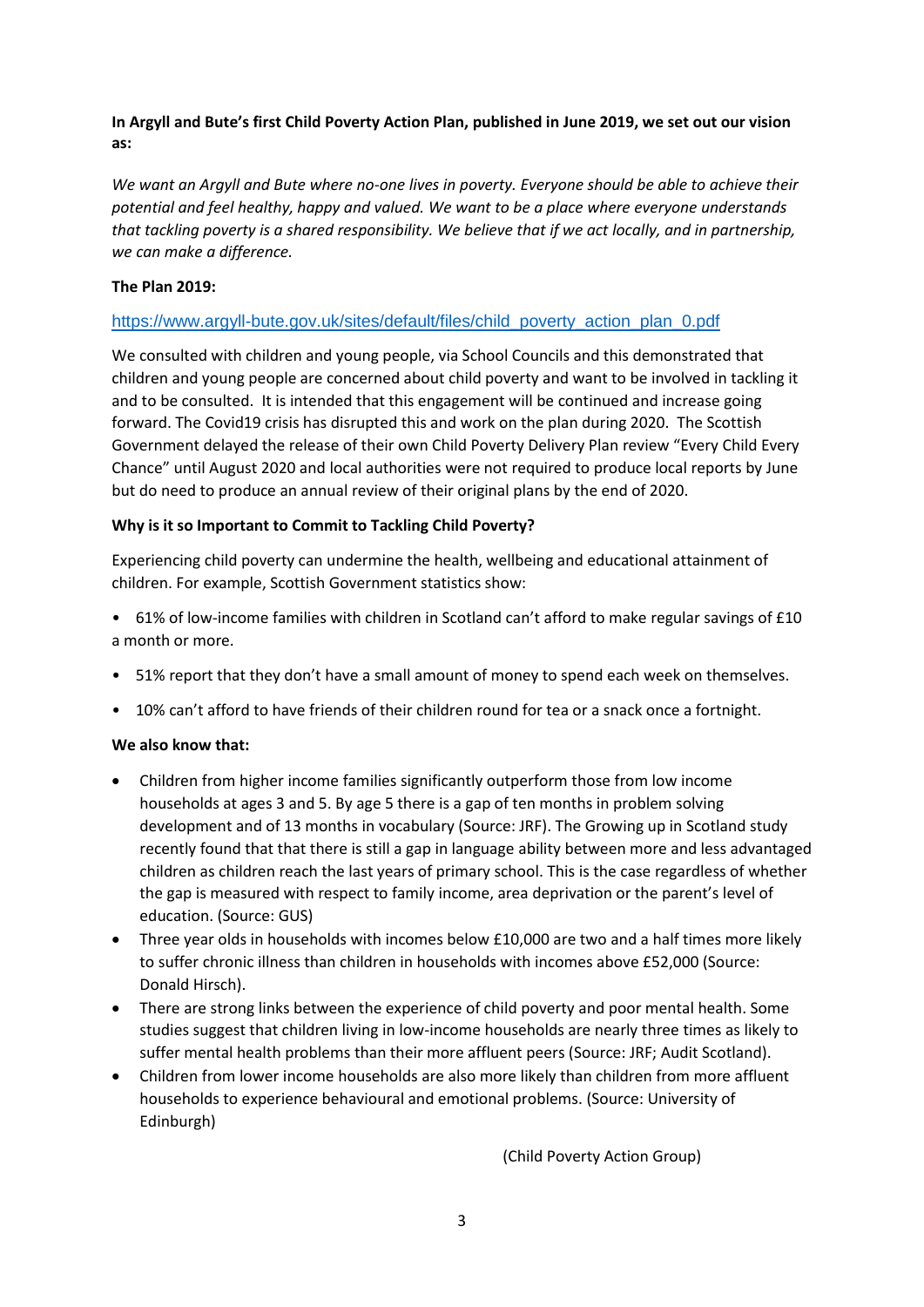**In Argyll and Bute's first Child Poverty Action Plan, published in June 2019, we set out our vision as:**

*We want an Argyll and Bute where no-one lives in poverty. Everyone should be able to achieve their potential and feel healthy, happy and valued. We want to be a place where everyone understands that tackling poverty is a shared responsibility. We believe that if we act locally, and in partnership, we can make a difference.*

**The Plan 2019:**

https://www.argyll-bute.gov.uk/sites/default/files/child_poverty_action_plan_0.pdf

We consulted with children and young people, via School Councils and this demonstrated that children and young people are concerned about child poverty and want to be involved in tackling it and to be consulted. It is intended that this engagement will be continued and increase going forward. The Covid19 crisis has disrupted this and work on the plan during 2020. The Scottish Government delayed the release of their own Child Poverty Delivery Plan review "Every Child Every Chance" until August 2020 and local authorities were not required to produce local reports by June but do need to produce an annual review of their original plans by the end of 2020.

**Why is it so Important to Commit to Tackling Child Poverty?**

Experiencing child poverty can undermine the health, wellbeing and educational attainment of children. For example, Scottish Government statistics show:

- 61% of low-income families with children in Scotland can't afford to make regular savings of £10 a month or more.
- 51% report that they don't have a small amount of money to spend each week on themselves.
- 10% can't afford to have friends of their children round for tea or a snack once a fortnight.

**We also know that:**

- Children from higher income families significantly outperform those from low income households at ages 3 and 5. By age 5 there is a gap of ten months in problem solving development and of 13 months in vocabulary (Source: JRF). The Growing up in Scotland study recently found that that there is still a gap in language ability between more and less advantaged children as children reach the last years of primary school. This is the case regardless of whether the gap is measured with respect to family income, area deprivation or the parent's level of education. (Source: GUS)
- Three year olds in households with incomes below £10,000 are two and a half times more likely to suffer chronic illness than children in households with incomes above £52,000 (Source: Donald Hirsch).
- There are strong links between the experience of child poverty and poor mental health. Some studies suggest that children living in low-income households are nearly three times as likely to suffer mental health problems than their more affluent peers (Source: JRF; Audit Scotland).
- Children from lower income households are also more likely than children from more affluent households to experience behavioural and emotional problems. (Source: University of Edinburgh)

(Child Poverty Action Group)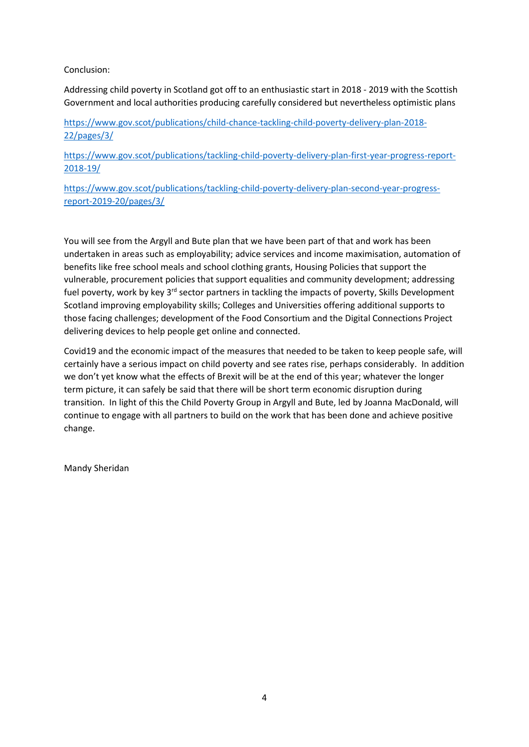Conclusion:

Addressing child poverty in Scotland got off to an enthusiastic start in 2018 - 2019 with the Scottish Government and local authorities producing carefully considered but nevertheless optimistic plans

https://www.gov.scot/publications/child-chance-tackling-child-poverty-delivery-plan-2018-22/pages/3/

https://www.gov.scot/publications/tackling-child-poverty-delivery-plan-first-year-progress-report-2018-19/

https://www.gov.scot/publications/tackling-child-poverty-delivery-plan-second-year-progress-report-2019-20/pages/3/

You will see from the Argyll and Bute plan that we have been part of that and work has been undertaken in areas such as employability; advice services and income maximisation, automation of benefits like free school meals and school clothing grants, Housing Policies that support the vulnerable, procurement policies that support equalities and community development; addressing fuel poverty, work by key 3rd sector partners in tackling the impacts of poverty, Skills Development Scotland improving employability skills; Colleges and Universities offering additional supports to those facing challenges; development of the Food Consortium and the Digital Connections Project delivering devices to help people get online and connected.

Covid19 and the economic impact of the measures that needed to be taken to keep people safe, will certainly have a serious impact on child poverty and see rates rise, perhaps considerably. In addition we don't yet know what the effects of Brexit will be at the end of this year; whatever the longer term picture, it can safely be said that there will be short term economic disruption during transition. In light of this the Child Poverty Group in Argyll and Bute, led by Joanna MacDonald, will continue to engage with all partners to build on the work that has been done and achieve positive change.

Mandy Sheridan